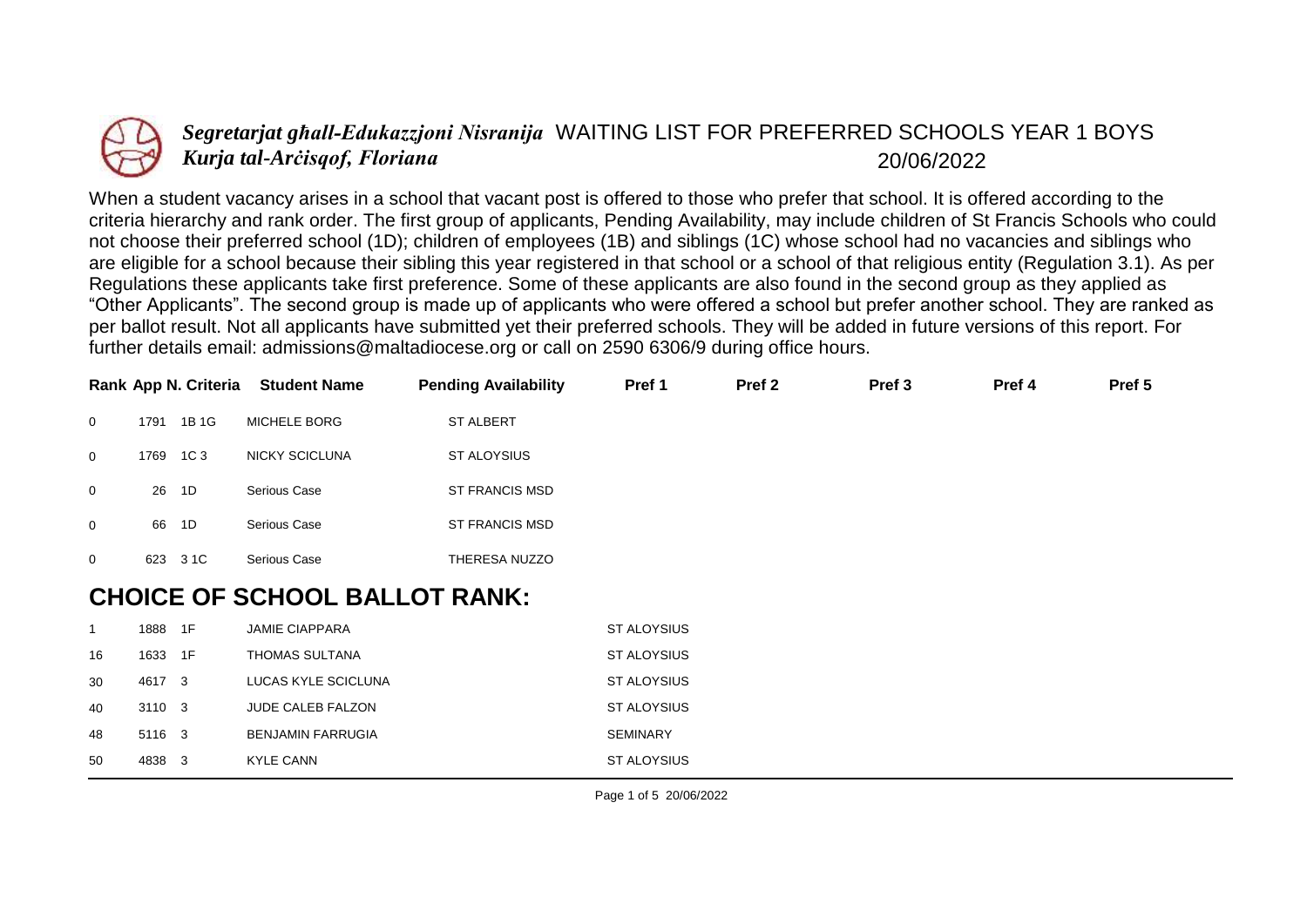# *Segretarjat għall-Edukazzjoni Nisranija* WAITING LIST FOR PREFERRED SCHOOLS YEAR 1 BOYS

*Kurja tal-Arċisqof, Floriana*

20/06/2022

When a student vacancy arises in a school that vacant post is offered to those who prefer that school. It is offered according to the criteria hierarchy and rank order. The first group of applicants, Pending Availability, may include children of St Francis Schools who could not choose their preferred school (1D); children of employees (1B) and siblings (1C) whose school had no vacancies and siblings who are eligible for a school because their sibling this year registered in that school or a school of that religious entity (Regulation 3.1). As per Regulations these applicants take first preference. Some of these applicants are also found in the second group as they applied as "Other Applicants". The second group is made up of applicants who were offered a school but prefer another school. They are ranked as per ballot result. Not all applicants have submitted yet their preferred schools. They will be added in future versions of this report. For further details email: admissions@maltadiocese.org or call on 2590 6306/9 during office hours.

| Rank | App N. | Criteria | Student Name | Pending Availability | Pref 1 | Pref 2 | Pref 3 | Pref 4 | Pref 5 |
|---|---|---|---|---|---|---|---|---|---|
| 0 | 1791 | 1B 1G | MICHELE BORG | ST ALBERT | | | | | |
| 0 | 1769 | 1C 3 | NICKY SCICLUNA | ST ALOYSIUS | | | | | |
| 0 | 26 | 1D | Serious Case | ST FRANCIS MSD | | | | | |
| 0 | 66 | 1D | Serious Case | ST FRANCIS MSD | | | | | |
| 0 | 623 | 3 1C | Serious Case | THERESA NUZZO | | | | | |

## CHOICE OF SCHOOL BALLOT RANK:

| Rank | App N. | Criteria | Student Name | Pending Availability | Pref 1 | Pref 2 | Pref 3 | Pref 4 | Pref 5 |
|---|---|---|---|---|---|---|---|---|---|
| 1 | 1888 | 1F | JAMIE CIAPPARA | | ST ALOYSIUS | | | | |
| 16 | 1633 | 1F | THOMAS SULTANA | | ST ALOYSIUS | | | | |
| 30 | 4617 | 3 | LUCAS KYLE SCICLUNA | | ST ALOYSIUS | | | | |
| 40 | 3110 | 3 | JUDE CALEB FALZON | | ST ALOYSIUS | | | | |
| 48 | 5116 | 3 | BENJAMIN FARRUGIA | | SEMINARY | | | | |
| 50 | 4838 | 3 | KYLE CANN | | ST ALOYSIUS | | | | |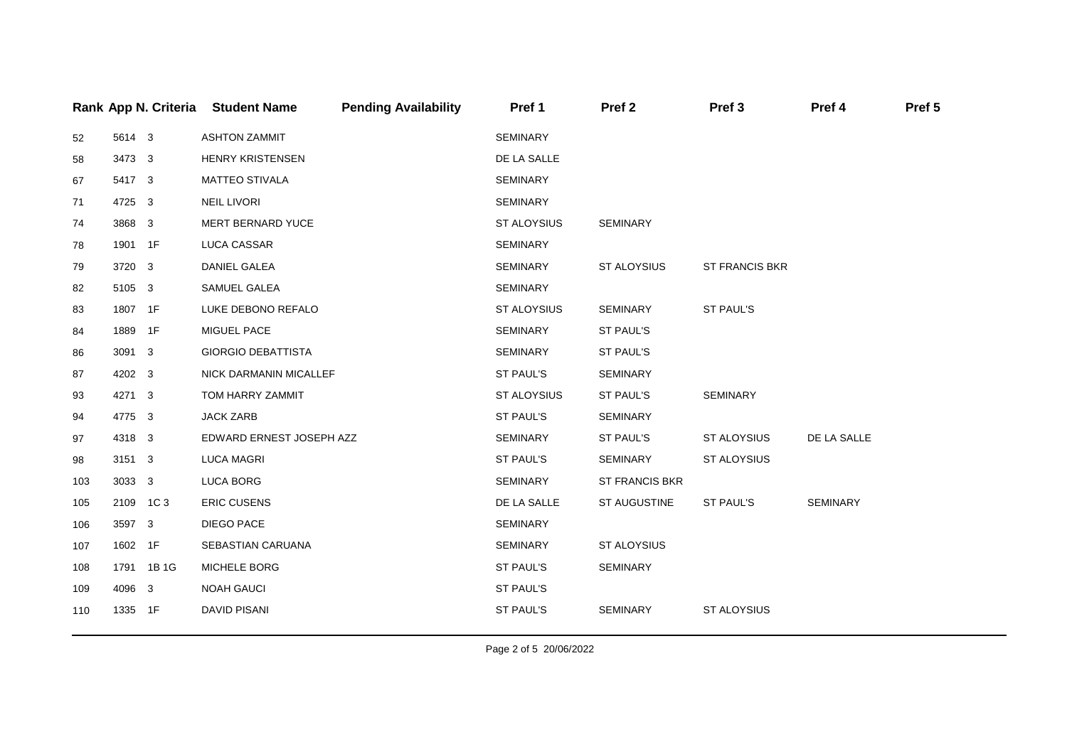| Rank | App N. | Criteria | Student Name | Pending Availability | Pref 1 | Pref 2 | Pref 3 | Pref 4 | Pref 5 |
|---|---|---|---|---|---|---|---|---|---|
| 52 | 5614 | 3 | ASHTON ZAMMIT | | SEMINARY | | | | |
| 58 | 3473 | 3 | HENRY KRISTENSEN | | DE LA SALLE | | | | |
| 67 | 5417 | 3 | MATTEO STIVALA | | SEMINARY | | | | |
| 71 | 4725 | 3 | NEIL LIVORI | | SEMINARY | | | | |
| 74 | 3868 | 3 | MERT BERNARD YUCE | | ST ALOYSIUS | SEMINARY | | | |
| 78 | 1901 | 1F | LUCA CASSAR | | SEMINARY | | | | |
| 79 | 3720 | 3 | DANIEL GALEA | | SEMINARY | ST ALOYSIUS | ST FRANCIS BKR | | |
| 82 | 5105 | 3 | SAMUEL GALEA | | SEMINARY | | | | |
| 83 | 1807 | 1F | LUKE DEBONO REFALO | | ST ALOYSIUS | SEMINARY | ST PAUL'S | | |
| 84 | 1889 | 1F | MIGUEL PACE | | SEMINARY | ST PAUL'S | | | |
| 86 | 3091 | 3 | GIORGIO DEBATTISTA | | SEMINARY | ST PAUL'S | | | |
| 87 | 4202 | 3 | NICK DARMANIN MICALLEF | | ST PAUL'S | SEMINARY | | | |
| 93 | 4271 | 3 | TOM HARRY ZAMMIT | | ST ALOYSIUS | ST PAUL'S | SEMINARY | | |
| 94 | 4775 | 3 | JACK ZARB | | ST PAUL'S | SEMINARY | | | |
| 97 | 4318 | 3 | EDWARD ERNEST JOSEPH AZZ | | SEMINARY | ST PAUL'S | ST ALOYSIUS | DE LA SALLE | |
| 98 | 3151 | 3 | LUCA MAGRI | | ST PAUL'S | SEMINARY | ST ALOYSIUS | | |
| 103 | 3033 | 3 | LUCA BORG | | SEMINARY | ST FRANCIS BKR | | | |
| 105 | 2109 | 1C 3 | ERIC CUSENS | | DE LA SALLE | ST AUGUSTINE | ST PAUL'S | SEMINARY | |
| 106 | 3597 | 3 | DIEGO PACE | | SEMINARY | | | | |
| 107 | 1602 | 1F | SEBASTIAN CARUANA | | SEMINARY | ST ALOYSIUS | | | |
| 108 | 1791 | 1B 1G | MICHELE BORG | | ST PAUL'S | SEMINARY | | | |
| 109 | 4096 | 3 | NOAH GAUCI | | ST PAUL'S | | | | |
| 110 | 1335 | 1F | DAVID PISANI | | ST PAUL'S | SEMINARY | ST ALOYSIUS | | |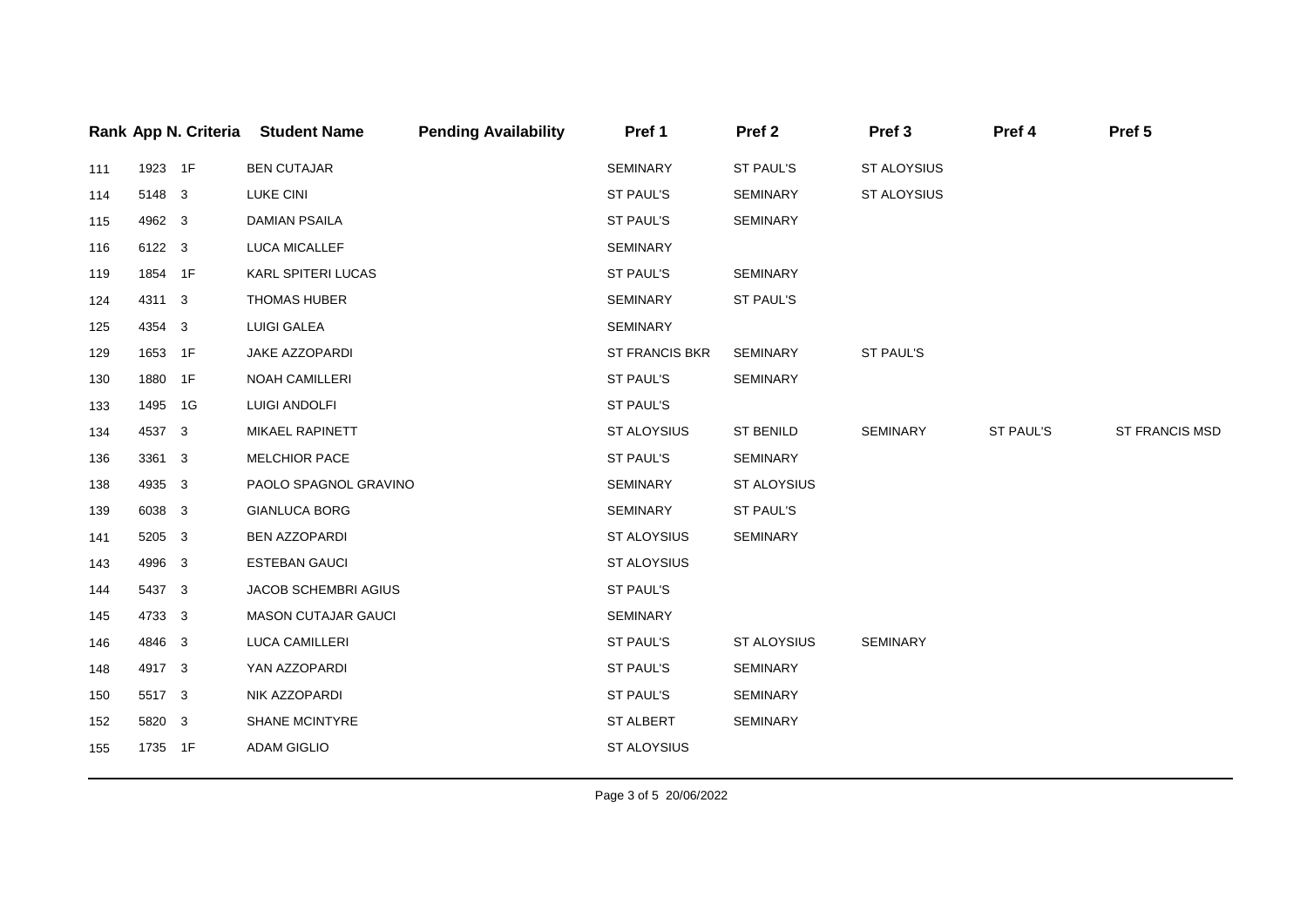| Rank | App N. | Criteria | Student Name | Pending Availability | Pref 1 | Pref 2 | Pref 3 | Pref 4 | Pref 5 |
|---|---|---|---|---|---|---|---|---|---|
| 111 | 1923 | 1F | BEN CUTAJAR | | SEMINARY | ST PAUL'S | ST ALOYSIUS | | |
| 114 | 5148 | 3 | LUKE CINI | | ST PAUL'S | SEMINARY | ST ALOYSIUS | | |
| 115 | 4962 | 3 | DAMIAN PSAILA | | ST PAUL'S | SEMINARY | | | |
| 116 | 6122 | 3 | LUCA MICALLEF | | SEMINARY | | | | |
| 119 | 1854 | 1F | KARL SPITERI LUCAS | | ST PAUL'S | SEMINARY | | | |
| 124 | 4311 | 3 | THOMAS HUBER | | SEMINARY | ST PAUL'S | | | |
| 125 | 4354 | 3 | LUIGI GALEA | | SEMINARY | | | | |
| 129 | 1653 | 1F | JAKE AZZOPARDI | | ST FRANCIS BKR | SEMINARY | ST PAUL'S | | |
| 130 | 1880 | 1F | NOAH CAMILLERI | | ST PAUL'S | SEMINARY | | | |
| 133 | 1495 | 1G | LUIGI ANDOLFI | | ST PAUL'S | | | | |
| 134 | 4537 | 3 | MIKAEL RAPINETT | | ST ALOYSIUS | ST BENILD | SEMINARY | ST PAUL'S | ST FRANCIS MSD |
| 136 | 3361 | 3 | MELCHIOR PACE | | ST PAUL'S | SEMINARY | | | |
| 138 | 4935 | 3 | PAOLO SPAGNOL GRAVINO | | SEMINARY | ST ALOYSIUS | | | |
| 139 | 6038 | 3 | GIANLUCA BORG | | SEMINARY | ST PAUL'S | | | |
| 141 | 5205 | 3 | BEN AZZOPARDI | | ST ALOYSIUS | SEMINARY | | | |
| 143 | 4996 | 3 | ESTEBAN GAUCI | | ST ALOYSIUS | | | | |
| 144 | 5437 | 3 | JACOB SCHEMBRI AGIUS | | ST PAUL'S | | | | |
| 145 | 4733 | 3 | MASON CUTAJAR GAUCI | | SEMINARY | | | | |
| 146 | 4846 | 3 | LUCA CAMILLERI | | ST PAUL'S | ST ALOYSIUS | SEMINARY | | |
| 148 | 4917 | 3 | YAN AZZOPARDI | | ST PAUL'S | SEMINARY | | | |
| 150 | 5517 | 3 | NIK AZZOPARDI | | ST PAUL'S | SEMINARY | | | |
| 152 | 5820 | 3 | SHANE MCINTYRE | | ST ALBERT | SEMINARY | | | |
| 155 | 1735 | 1F | ADAM GIGLIO | | ST ALOYSIUS | | | | |

20/06/2022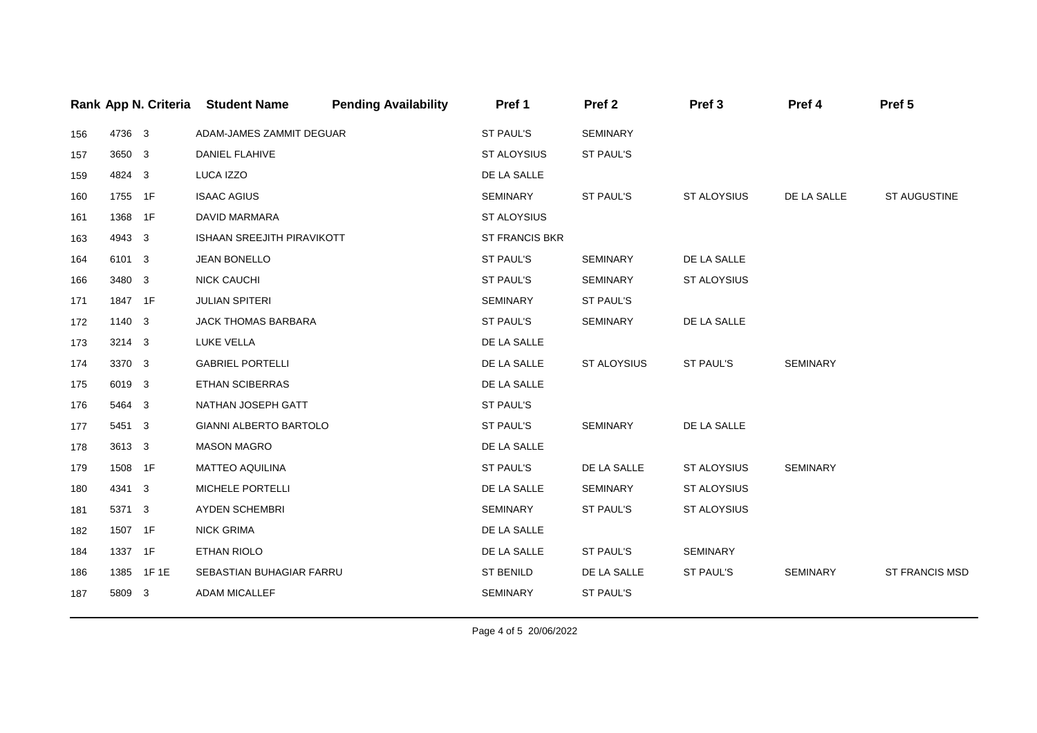| Rank | App N. | Criteria | Student Name | Pending Availability | Pref 1 | Pref 2 | Pref 3 | Pref 4 | Pref 5 |
|---|---|---|---|---|---|---|---|---|---|
| 156 | 4736 | 3 | ADAM-JAMES ZAMMIT DEGUAR | | ST PAUL'S | SEMINARY | | | |
| 157 | 3650 | 3 | DANIEL FLAHIVE | | ST ALOYSIUS | ST PAUL'S | | | |
| 159 | 4824 | 3 | LUCA IZZO | | DE LA SALLE | | | | |
| 160 | 1755 | 1F | ISAAC AGIUS | | SEMINARY | ST PAUL'S | ST ALOYSIUS | DE LA SALLE | ST AUGUSTINE |
| 161 | 1368 | 1F | DAVID MARMARA | | ST ALOYSIUS | | | | |
| 163 | 4943 | 3 | ISHAAN SREEJITH PIRAVIKOTT | | ST FRANCIS BKR | | | | |
| 164 | 6101 | 3 | JEAN BONELLO | | ST PAUL'S | SEMINARY | DE LA SALLE | | |
| 166 | 3480 | 3 | NICK CAUCHI | | ST PAUL'S | SEMINARY | ST ALOYSIUS | | |
| 171 | 1847 | 1F | JULIAN SPITERI | | SEMINARY | ST PAUL'S | | | |
| 172 | 1140 | 3 | JACK THOMAS BARBARA | | ST PAUL'S | SEMINARY | DE LA SALLE | | |
| 173 | 3214 | 3 | LUKE VELLA | | DE LA SALLE | | | | |
| 174 | 3370 | 3 | GABRIEL PORTELLI | | DE LA SALLE | ST ALOYSIUS | ST PAUL'S | SEMINARY | |
| 175 | 6019 | 3 | ETHAN SCIBERRAS | | DE LA SALLE | | | | |
| 176 | 5464 | 3 | NATHAN JOSEPH GATT | | ST PAUL'S | | | | |
| 177 | 5451 | 3 | GIANNI ALBERTO BARTOLO | | ST PAUL'S | SEMINARY | DE LA SALLE | | |
| 178 | 3613 | 3 | MASON MAGRO | | DE LA SALLE | | | | |
| 179 | 1508 | 1F | MATTEO AQUILINA | | ST PAUL'S | DE LA SALLE | ST ALOYSIUS | SEMINARY | |
| 180 | 4341 | 3 | MICHELE PORTELLI | | DE LA SALLE | SEMINARY | ST ALOYSIUS | | |
| 181 | 5371 | 3 | AYDEN SCHEMBRI | | SEMINARY | ST PAUL'S | ST ALOYSIUS | | |
| 182 | 1507 | 1F | NICK GRIMA | | DE LA SALLE | | | | |
| 184 | 1337 | 1F | ETHAN RIOLO | | DE LA SALLE | ST PAUL'S | SEMINARY | | |
| 186 | 1385 | 1F 1E | SEBASTIAN BUHAGIAR FARRU | | ST BENILD | DE LA SALLE | ST PAUL'S | SEMINARY | ST FRANCIS MSD |
| 187 | 5809 | 3 | ADAM MICALLEF | | SEMINARY | ST PAUL'S | | | |

20/06/2022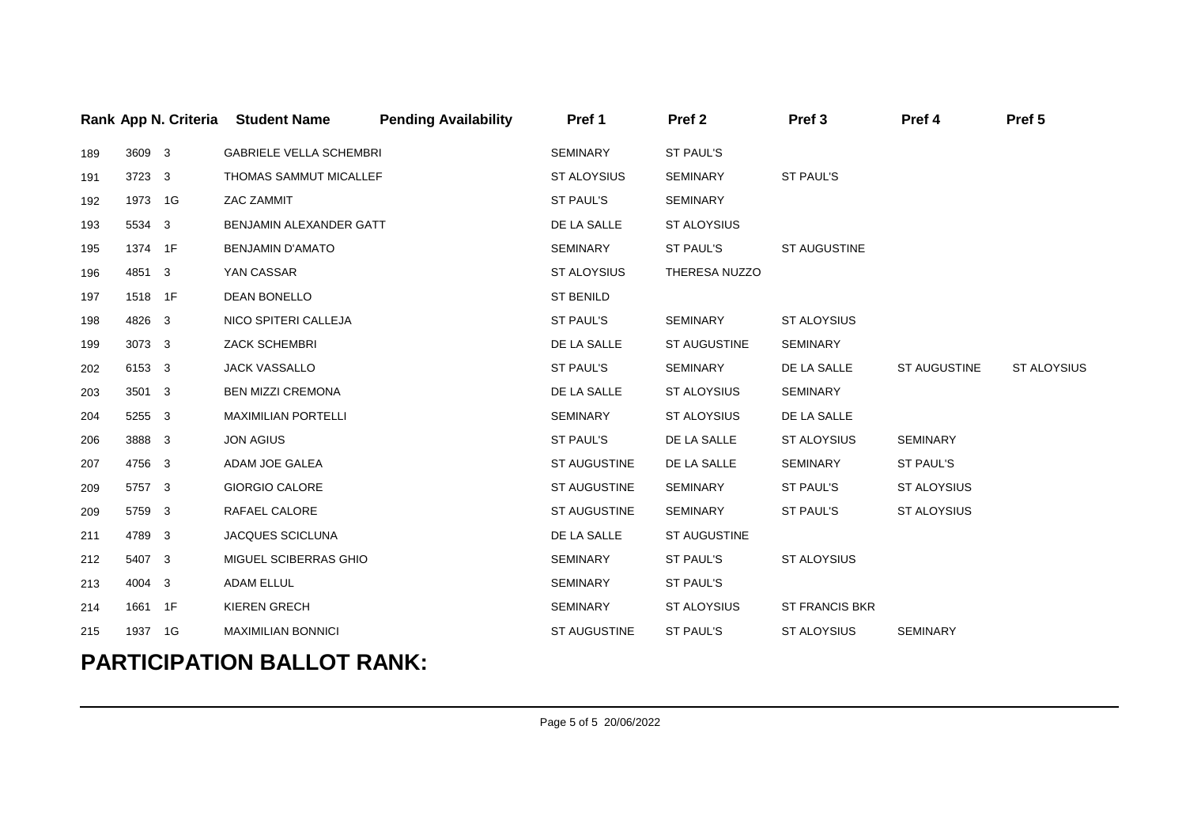| Rank | App N. | Criteria | Student Name | Pending Availability | Pref 1 | Pref 2 | Pref 3 | Pref 4 | Pref 5 |
|---|---|---|---|---|---|---|---|---|---|
| 189 | 3609 | 3 | GABRIELE VELLA SCHEMBRI | | SEMINARY | ST PAUL'S | | | |
| 191 | 3723 | 3 | THOMAS SAMMUT MICALLEF | | ST ALOYSIUS | SEMINARY | ST PAUL'S | | |
| 192 | 1973 | 1G | ZAC ZAMMIT | | ST PAUL'S | SEMINARY | | | |
| 193 | 5534 | 3 | BENJAMIN ALEXANDER GATT | | DE LA SALLE | ST ALOYSIUS | | | |
| 195 | 1374 | 1F | BENJAMIN D'AMATO | | SEMINARY | ST PAUL'S | ST AUGUSTINE | | |
| 196 | 4851 | 3 | YAN CASSAR | | ST ALOYSIUS | THERESA NUZZO | | | |
| 197 | 1518 | 1F | DEAN BONELLO | | ST BENILD | | | | |
| 198 | 4826 | 3 | NICO SPITERI CALLEJA | | ST PAUL'S | SEMINARY | ST ALOYSIUS | | |
| 199 | 3073 | 3 | ZACK SCHEMBRI | | DE LA SALLE | ST AUGUSTINE | SEMINARY | | |
| 202 | 6153 | 3 | JACK VASSALLO | | ST PAUL'S | SEMINARY | DE LA SALLE | ST AUGUSTINE | ST ALOYSIUS |
| 203 | 3501 | 3 | BEN MIZZI CREMONA | | DE LA SALLE | ST ALOYSIUS | SEMINARY | | |
| 204 | 5255 | 3 | MAXIMILIAN PORTELLI | | SEMINARY | ST ALOYSIUS | DE LA SALLE | | |
| 206 | 3888 | 3 | JON AGIUS | | ST PAUL'S | DE LA SALLE | ST ALOYSIUS | SEMINARY | |
| 207 | 4756 | 3 | ADAM JOE GALEA | | ST AUGUSTINE | DE LA SALLE | SEMINARY | ST PAUL'S | |
| 209 | 5757 | 3 | GIORGIO CALORE | | ST AUGUSTINE | SEMINARY | ST PAUL'S | ST ALOYSIUS | |
| 209 | 5759 | 3 | RAFAEL CALORE | | ST AUGUSTINE | SEMINARY | ST PAUL'S | ST ALOYSIUS | |
| 211 | 4789 | 3 | JACQUES SCICLUNA | | DE LA SALLE | ST AUGUSTINE | | | |
| 212 | 5407 | 3 | MIGUEL SCIBERRAS GHIO | | SEMINARY | ST PAUL'S | ST ALOYSIUS | | |
| 213 | 4004 | 3 | ADAM ELLUL | | SEMINARY | ST PAUL'S | | | |
| 214 | 1661 | 1F | KIEREN GRECH | | SEMINARY | ST ALOYSIUS | ST FRANCIS BKR | | |
| 215 | 1937 | 1G | MAXIMILIAN BONNICI | | ST AUGUSTINE | ST PAUL'S | ST ALOYSIUS | SEMINARY | |

## PARTICIPATION BALLOT RANK:

20/06/2022